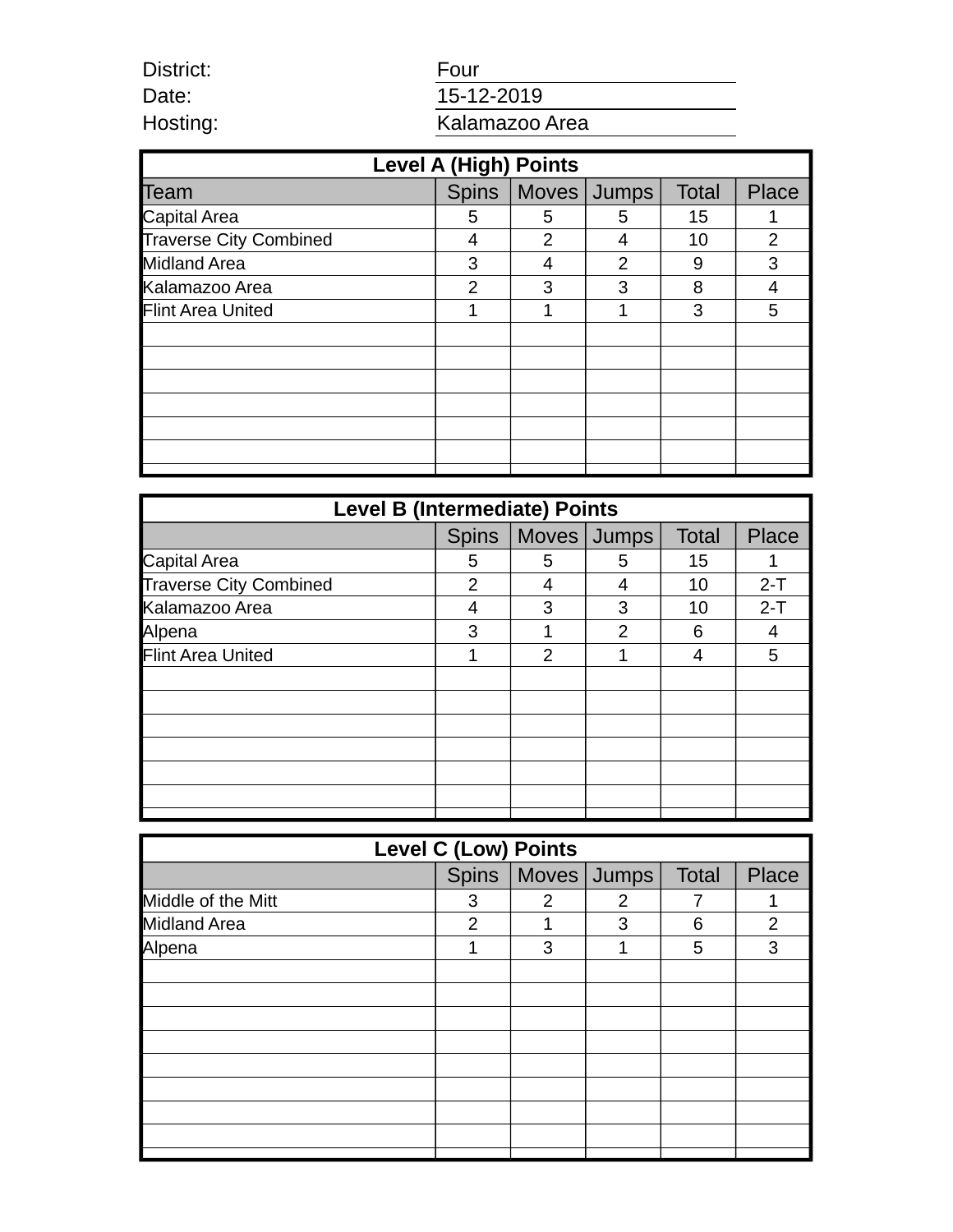| | |
|---|---|
| District: | Four |
| Date: | 15-12-2019 |
| Hosting: | Kalamazoo Area |

**Level A (High) Points**

| Team | Spins | Moves | Jumps | Total | Place |
|---|---|---|---|---|---|
| Capital Area | 5 | 5 | 5 | 15 | 1 |
| Traverse City Combined | 4 | 2 | 4 | 10 | 2 |
| Midland Area | 3 | 4 | 2 | 9 | 3 |
| Kalamazoo Area | 2 | 3 | 3 | 8 | 4 |
| Flint Area United | 1 | 1 | 1 | 3 | 5 |

**Level B (Intermediate) Points**

| | Spins | Moves | Jumps | Total | Place |
|---|---|---|---|---|---|
| Capital Area | 5 | 5 | 5 | 15 | 1 |
| Traverse City Combined | 2 | 4 | 4 | 10 | 2-T |
| Kalamazoo Area | 4 | 3 | 3 | 10 | 2-T |
| Alpena | 3 | 1 | 2 | 6 | 4 |
| Flint Area United | 1 | 2 | 1 | 4 | 5 |

**Level C (Low) Points**

| | Spins | Moves | Jumps | Total | Place |
|---|---|---|---|---|---|
| Middle of the Mitt | 3 | 2 | 2 | 7 | 1 |
| Midland Area | 2 | 1 | 3 | 6 | 2 |
| Alpena | 1 | 3 | 1 | 5 | 3 |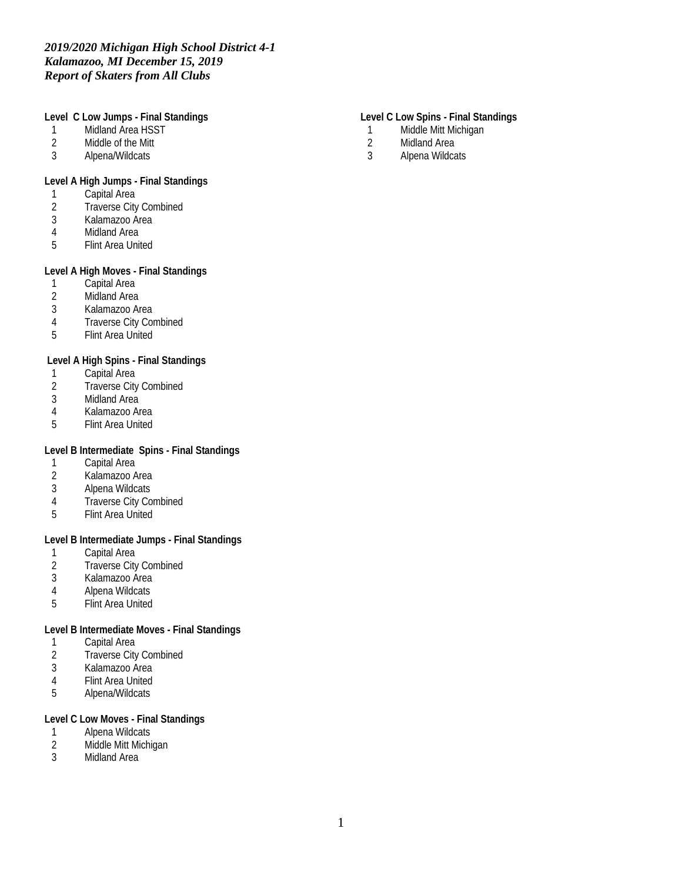***2019/2020 Michigan High School District 4-1***
***Kalamazoo, MI December 15, 2019***
***Report of Skaters from All Clubs***

**Level C Low Jumps - Final Standings**

1 Midland Area HSST
2 Middle of the Mitt
3 Alpena/Wildcats

**Level A High Jumps - Final Standings**

1 Capital Area
2 Traverse City Combined
3 Kalamazoo Area
4 Midland Area
5 Flint Area United

**Level A High Moves - Final Standings**

1 Capital Area
2 Midland Area
3 Kalamazoo Area
4 Traverse City Combined
5 Flint Area United

**Level A High Spins - Final Standings**

1 Capital Area
2 Traverse City Combined
3 Midland Area
4 Kalamazoo Area
5 Flint Area United

**Level B Intermediate Spins - Final Standings**

1 Capital Area
2 Kalamazoo Area
3 Alpena Wildcats
4 Traverse City Combined
5 Flint Area United

**Level B Intermediate Jumps - Final Standings**

1 Capital Area
2 Traverse City Combined
3 Kalamazoo Area
4 Alpena Wildcats
5 Flint Area United

**Level B Intermediate Moves - Final Standings**

1 Capital Area
2 Traverse City Combined
3 Kalamazoo Area
4 Flint Area United
5 Alpena/Wildcats

**Level C Low Moves - Final Standings**

1 Alpena Wildcats
2 Middle Mitt Michigan
3 Midland Area

**Level C Low Spins - Final Standings**

1 Middle Mitt Michigan
2 Midland Area
3 Alpena Wildcats